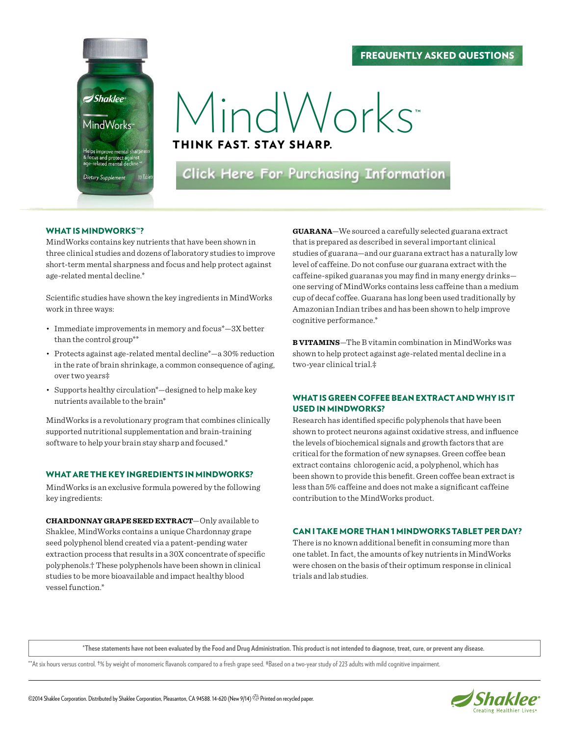FREQUENTLY ASKED QUESTIONS

# MindWorks™

**THINK FAST. STAY SHARP.**

Click Here For Purchasing Information

## WHAT IS MINDWORKS™?

MindWorks contains key nutrients that have been shown in three clinical studies and dozens of laboratory studies to improve short-term mental sharpness and focus and help protect against age-related mental decline.*

Scientific studies have shown the key ingredients in MindWorks work in three ways:

- Immediate improvements in memory and focus*—3X better than the control group**
- Protects against age-related mental decline*—a 30% reduction in the rate of brain shrinkage, a common consequence of aging, over two years‡
- Supports healthy circulation*—designed to help make key nutrients available to the brain*

MindWorks is a revolutionary program that combines clinically supported nutritional supplementation and brain-training software to help your brain stay sharp and focused.*

## WHAT ARE THE KEY INGREDIENTS IN MINDWORKS?

MindWorks is an exclusive formula powered by the following key ingredients:

**CHARDONNAY GRAPE SEED EXTRACT**—Only available to Shaklee, MindWorks contains a unique Chardonnay grape seed polyphenol blend created via a patent-pending water extraction process that results in a 30X concentrate of specific polyphenols.† These polyphenols have been shown in clinical studies to be more bioavailable and impact healthy blood vessel function.*

**GUARANA**—We sourced a carefully selected guarana extract that is prepared as described in several important clinical studies of guarana—and our guarana extract has a naturally low level of caffeine. Do not confuse our guarana extract with the caffeine-spiked guaranas you may find in many energy drinks—one serving of MindWorks contains less caffeine than a medium cup of decaf coffee. Guarana has long been used traditionally by Amazonian Indian tribes and has been shown to help improve cognitive performance.*

**B VITAMINS**—The B vitamin combination in MindWorks was shown to help protect against age-related mental decline in a two-year clinical trial.‡

## WHAT IS GREEN COFFEE BEAN EXTRACT AND WHY IS IT USED IN MINDWORKS?

Research has identified specific polyphenols that have been shown to protect neurons against oxidative stress, and influence the levels of biochemical signals and growth factors that are critical for the formation of new synapses. Green coffee bean extract contains chlorogenic acid, a polyphenol, which has been shown to provide this benefit. Green coffee bean extract is less than 5% caffeine and does not make a significant caffeine contribution to the MindWorks product.

## CAN I TAKE MORE THAN 1 MINDWORKS TABLET PER DAY?

There is no known additional benefit in consuming more than one tablet. In fact, the amounts of key nutrients in MindWorks were chosen on the basis of their optimum response in clinical trials and lab studies.

*These statements have not been evaluated by the Food and Drug Administration. This product is not intended to diagnose, treat, cure, or prevent any disease.

**At six hours versus control. †% by weight of monomeric flavanols compared to a fresh grape seed. ‡Based on a two-year study of 223 adults with mild cognitive impairment.

©2014 Shaklee Corporation. Distributed by Shaklee Corporation, Pleasanton, CA 94588. 14-620 (New 9/14) Printed on recycled paper.

Shaklee — Creating Healthier Lives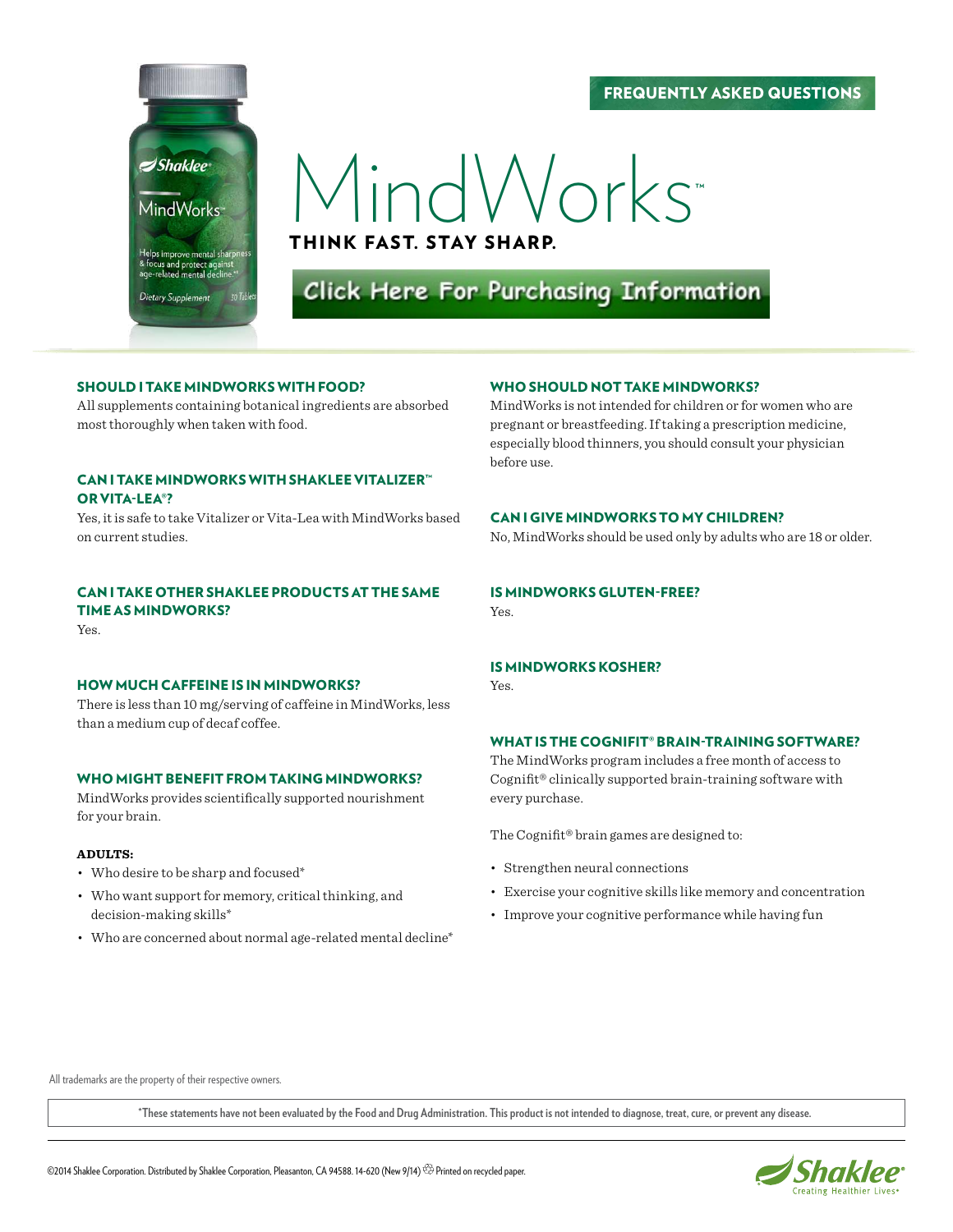FREQUENTLY ASKED QUESTIONS

# MindWorks™

**THINK FAST. STAY SHARP.**

Click Here For Purchasing Information

### SHOULD I TAKE MINDWORKS WITH FOOD?

All supplements containing botanical ingredients are absorbed most thoroughly when taken with food.

### CAN I TAKE MINDWORKS WITH SHAKLEE VITALIZER™ OR VITA-LEA®?

Yes, it is safe to take Vitalizer or Vita-Lea with MindWorks based on current studies.

### CAN I TAKE OTHER SHAKLEE PRODUCTS AT THE SAME TIME AS MINDWORKS?

Yes.

### HOW MUCH CAFFEINE IS IN MINDWORKS?

There is less than 10 mg/serving of caffeine in MindWorks, less than a medium cup of decaf coffee.

### WHO MIGHT BENEFIT FROM TAKING MINDWORKS?

MindWorks provides scientifically supported nourishment for your brain.

**ADULTS:**

- Who desire to be sharp and focused*
- Who want support for memory, critical thinking, and decision-making skills*
- Who are concerned about normal age-related mental decline*

### WHO SHOULD NOT TAKE MINDWORKS?

MindWorks is not intended for children or for women who are pregnant or breastfeeding. If taking a prescription medicine, especially blood thinners, you should consult your physician before use.

### CAN I GIVE MINDWORKS TO MY CHILDREN?

No, MindWorks should be used only by adults who are 18 or older.

### IS MINDWORKS GLUTEN-FREE?

Yes.

### IS MINDWORKS KOSHER?

Yes.

### WHAT IS THE COGNIFIT® BRAIN-TRAINING SOFTWARE?

The MindWorks program includes a free month of access to Cognifit® clinically supported brain-training software with every purchase.

The Cognifit® brain games are designed to:

- Strengthen neural connections
- Exercise your cognitive skills like memory and concentration
- Improve your cognitive performance while having fun

All trademarks are the property of their respective owners.

*These statements have not been evaluated by the Food and Drug Administration. This product is not intended to diagnose, treat, cure, or prevent any disease.

©2014 Shaklee Corporation. Distributed by Shaklee Corporation, Pleasanton, CA 94588. 14-620 (New 9/14) Printed on recycled paper.

Shaklee Creating Healthier Lives